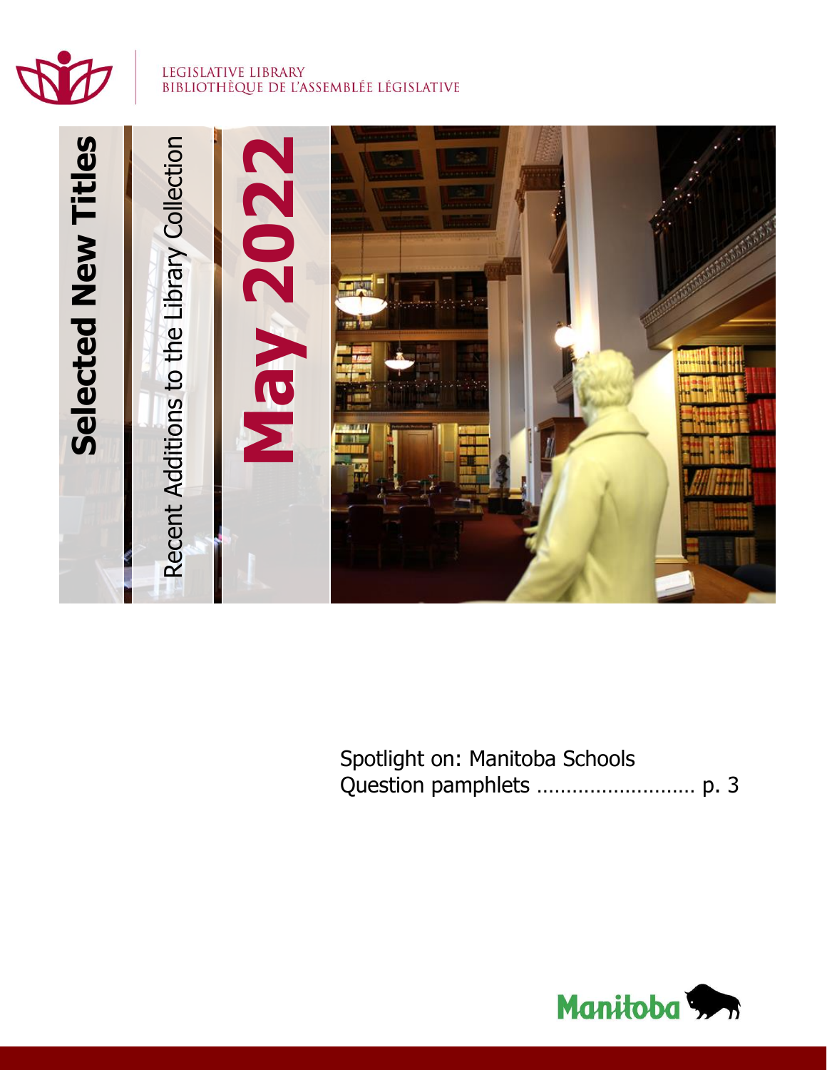LEGISLATIVE LIBRARY
BIBLIOTHÈQUE DE L'ASSEMBLÉE LÉGISLATIVE

# Selected New Titles

## Recent Additions to the Library Collection

## May 2022

Spotlight on: Manitoba Schools Question pamphlets ……………………… p. 3

Manitoba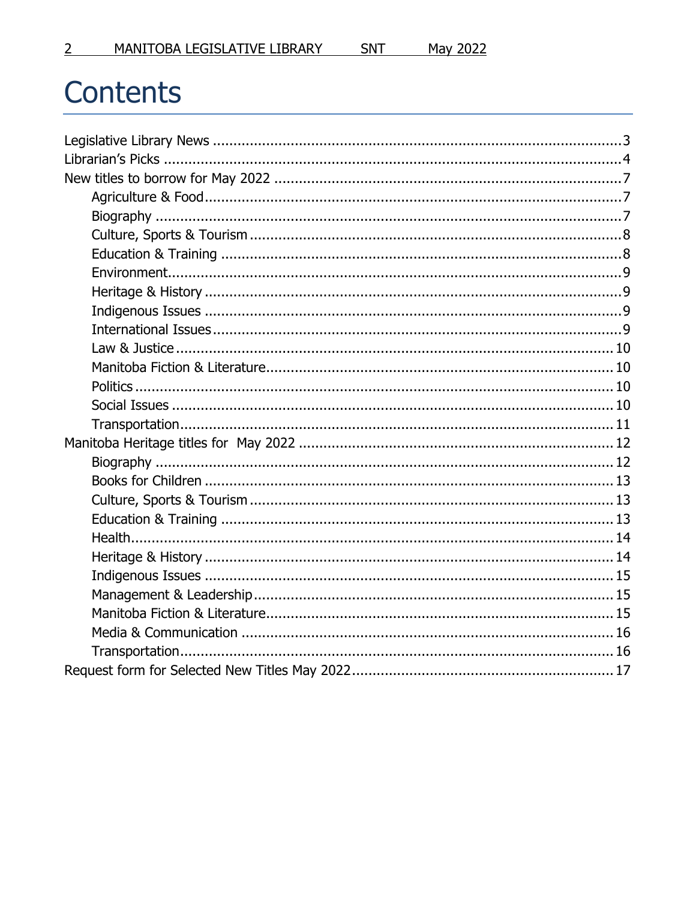# Contents

Legislative Library News ........................................................................................................3
Librarian's Picks ..................................................................................................................4
New titles to borrow for May 2022 ........................................................................................7
  Agriculture & Food.........................................................................................................7
  Biography ......................................................................................................................7
  Culture, Sports & Tourism ..............................................................................................8
  Education & Training .....................................................................................................8
  Environment...................................................................................................................9
  Heritage & History .........................................................................................................9
  Indigenous Issues ..........................................................................................................9
  International Issues........................................................................................................9
  Law & Justice ...............................................................................................................10
  Manitoba Fiction & Literature.........................................................................................10
  Politics .........................................................................................................................10
  Social Issues ................................................................................................................10
  Transportation...............................................................................................................11
Manitoba Heritage titles for May 2022 .................................................................................12
  Biography .....................................................................................................................12
  Books for Children .........................................................................................................13
  Culture, Sports & Tourism ..............................................................................................13
  Education & Training .....................................................................................................13
  Health...........................................................................................................................14
  Heritage & History .........................................................................................................14
  Indigenous Issues ..........................................................................................................15
  Management & Leadership.............................................................................................15
  Manitoba Fiction & Literature.........................................................................................15
  Media & Communication ................................................................................................16
  Transportation...............................................................................................................16
Request form for Selected New Titles May 2022 ..................................................................17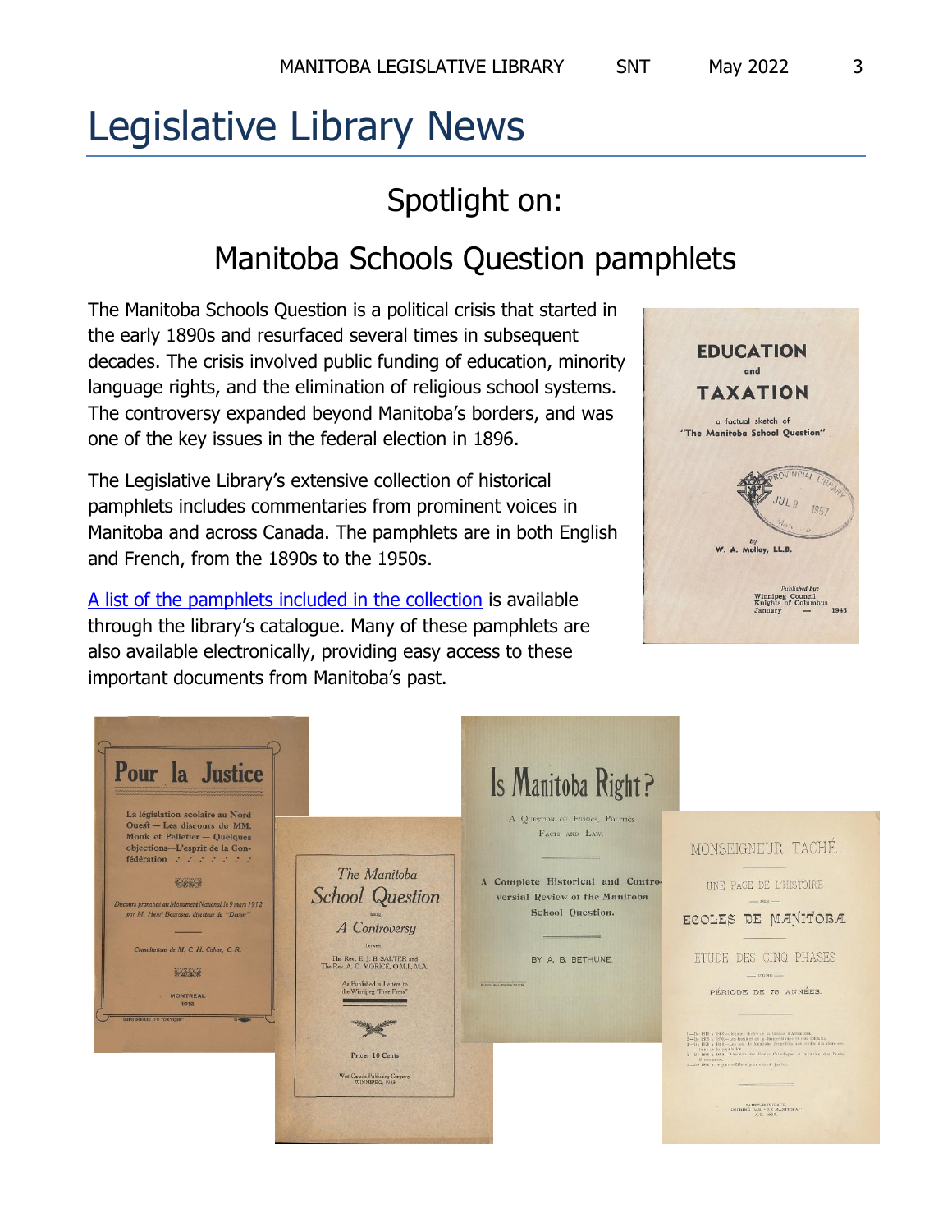# Legislative Library News

## Spotlight on:

## Manitoba Schools Question pamphlets

The Manitoba Schools Question is a political crisis that started in the early 1890s and resurfaced several times in subsequent decades. The crisis involved public funding of education, minority language rights, and the elimination of religious school systems. The controversy expanded beyond Manitoba's borders, and was one of the key issues in the federal election in 1896.

The Legislative Library's extensive collection of historical pamphlets includes commentaries from prominent voices in Manitoba and across Canada. The pamphlets are in both English and French, from the 1890s to the 1950s.

A list of the pamphlets included in the collection is available through the library's catalogue. Many of these pamphlets are also available electronically, providing easy access to these important documents from Manitoba's past.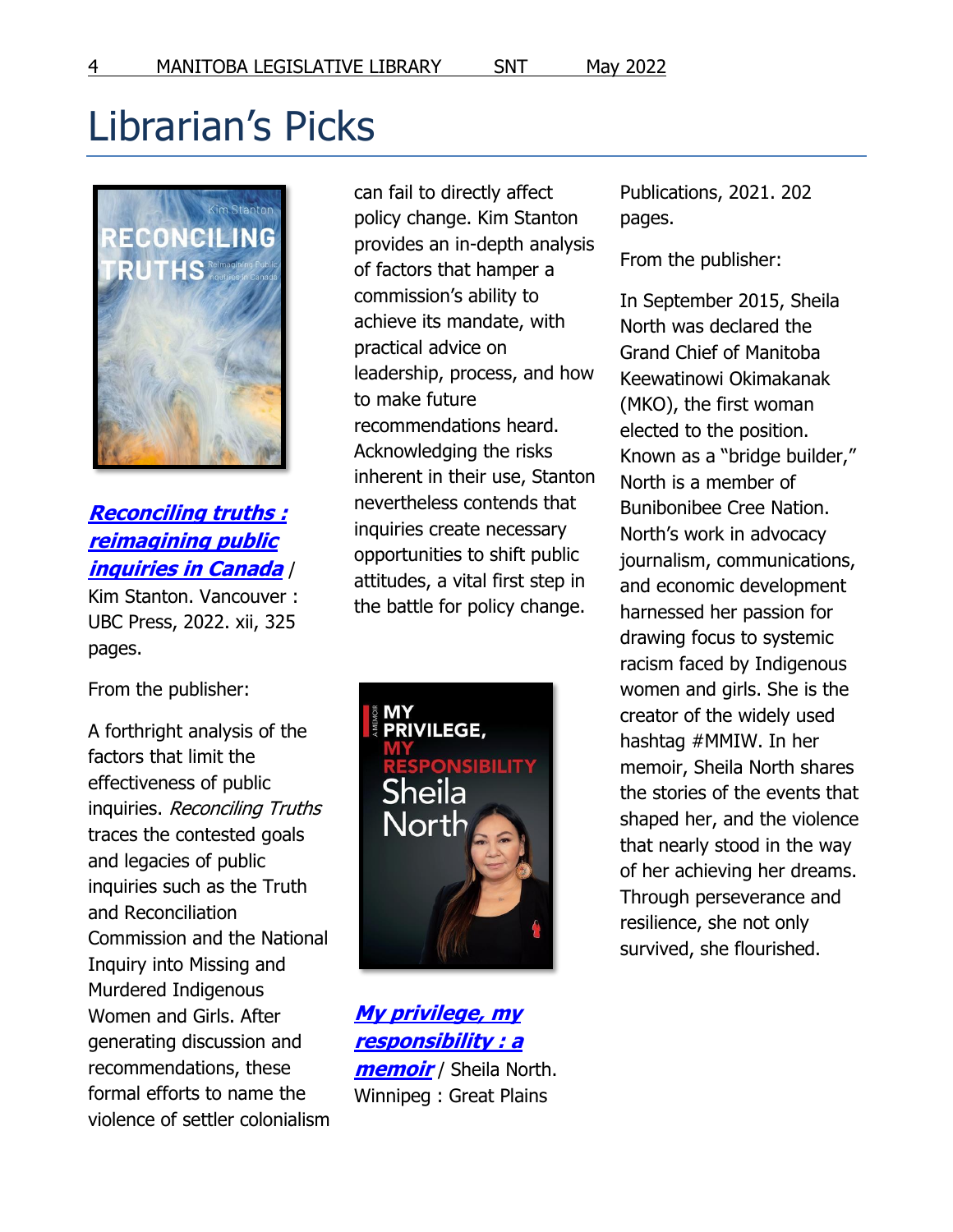# Librarian's Picks

***Reconciling truths : reimagining public inquiries in Canada*** / Kim Stanton. Vancouver : UBC Press, 2022. xii, 325 pages.

From the publisher:

A forthright analysis of the factors that limit the effectiveness of public inquiries. *Reconciling Truths* traces the contested goals and legacies of public inquiries such as the Truth and Reconciliation Commission and the National Inquiry into Missing and Murdered Indigenous Women and Girls. After generating discussion and recommendations, these formal efforts to name the violence of settler colonialism can fail to directly affect policy change. Kim Stanton provides an in-depth analysis of factors that hamper a commission's ability to achieve its mandate, with practical advice on leadership, process, and how to make future recommendations heard. Acknowledging the risks inherent in their use, Stanton nevertheless contends that inquiries create necessary opportunities to shift public attitudes, a vital first step in the battle for policy change.

***My privilege, my responsibility : a memoir*** / Sheila North. Winnipeg : Great Plains Publications, 2021. 202 pages.

From the publisher:

In September 2015, Sheila North was declared the Grand Chief of Manitoba Keewatinowi Okimakanak (MKO), the first woman elected to the position. Known as a "bridge builder," North is a member of Bunibonibee Cree Nation. North's work in advocacy journalism, communications, and economic development harnessed her passion for drawing focus to systemic racism faced by Indigenous women and girls. She is the creator of the widely used hashtag #MMIW. In her memoir, Sheila North shares the stories of the events that shaped her, and the violence that nearly stood in the way of her achieving her dreams. Through perseverance and resilience, she not only survived, she flourished.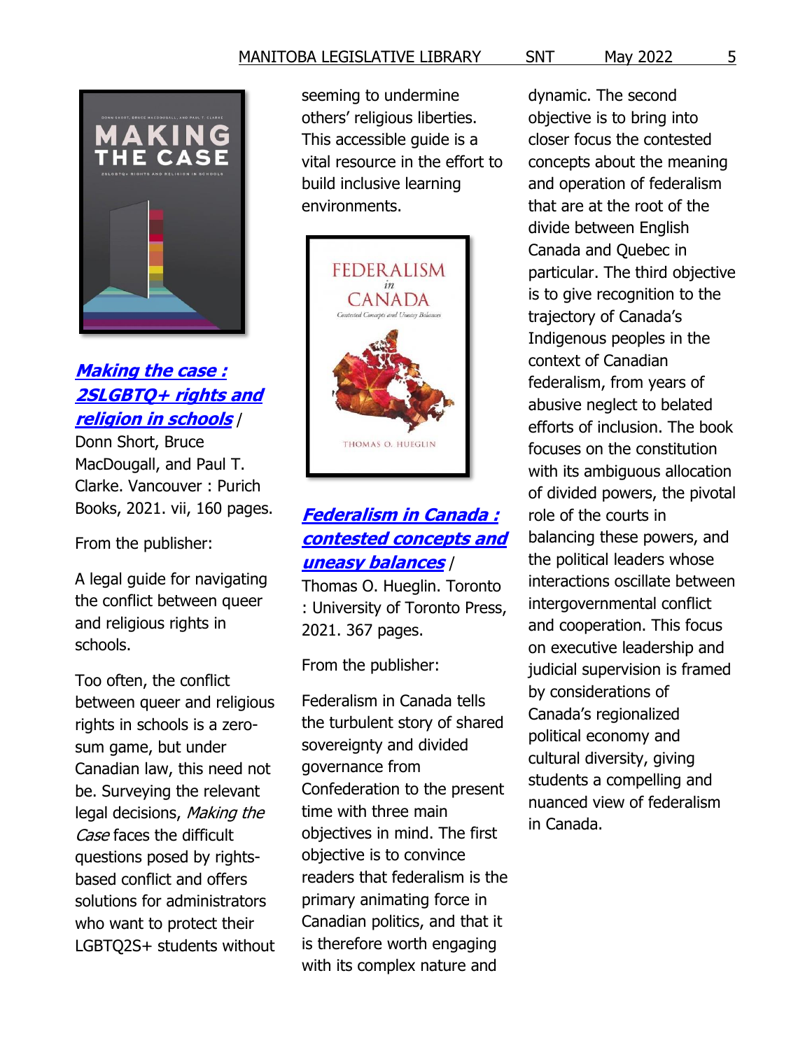[***Making the case : 2SLGBTQ+ rights and religion in schools***](#) / Donn Short, Bruce MacDougall, and Paul T. Clarke. Vancouver : Purich Books, 2021. vii, 160 pages.

From the publisher:

A legal guide for navigating the conflict between queer and religious rights in schools.

Too often, the conflict between queer and religious rights in schools is a zero-sum game, but under Canadian law, this need not be. Surveying the relevant legal decisions, *Making the Case* faces the difficult questions posed by rights-based conflict and offers solutions for administrators who want to protect their LGBTQ2S+ students without seeming to undermine others' religious liberties. This accessible guide is a vital resource in the effort to build inclusive learning environments.

[***Federalism in Canada : contested concepts and uneasy balances***](#) / Thomas O. Hueglin. Toronto : University of Toronto Press, 2021. 367 pages.

From the publisher:

Federalism in Canada tells the turbulent story of shared sovereignty and divided governance from Confederation to the present time with three main objectives in mind. The first objective is to convince readers that federalism is the primary animating force in Canadian politics, and that it is therefore worth engaging with its complex nature and dynamic. The second objective is to bring into closer focus the contested concepts about the meaning and operation of federalism that are at the root of the divide between English Canada and Quebec in particular. The third objective is to give recognition to the trajectory of Canada's Indigenous peoples in the context of Canadian federalism, from years of abusive neglect to belated efforts of inclusion. The book focuses on the constitution with its ambiguous allocation of divided powers, the pivotal role of the courts in balancing these powers, and the political leaders whose interactions oscillate between intergovernmental conflict and cooperation. This focus on executive leadership and judicial supervision is framed by considerations of Canada's regionalized political economy and cultural diversity, giving students a compelling and nuanced view of federalism in Canada.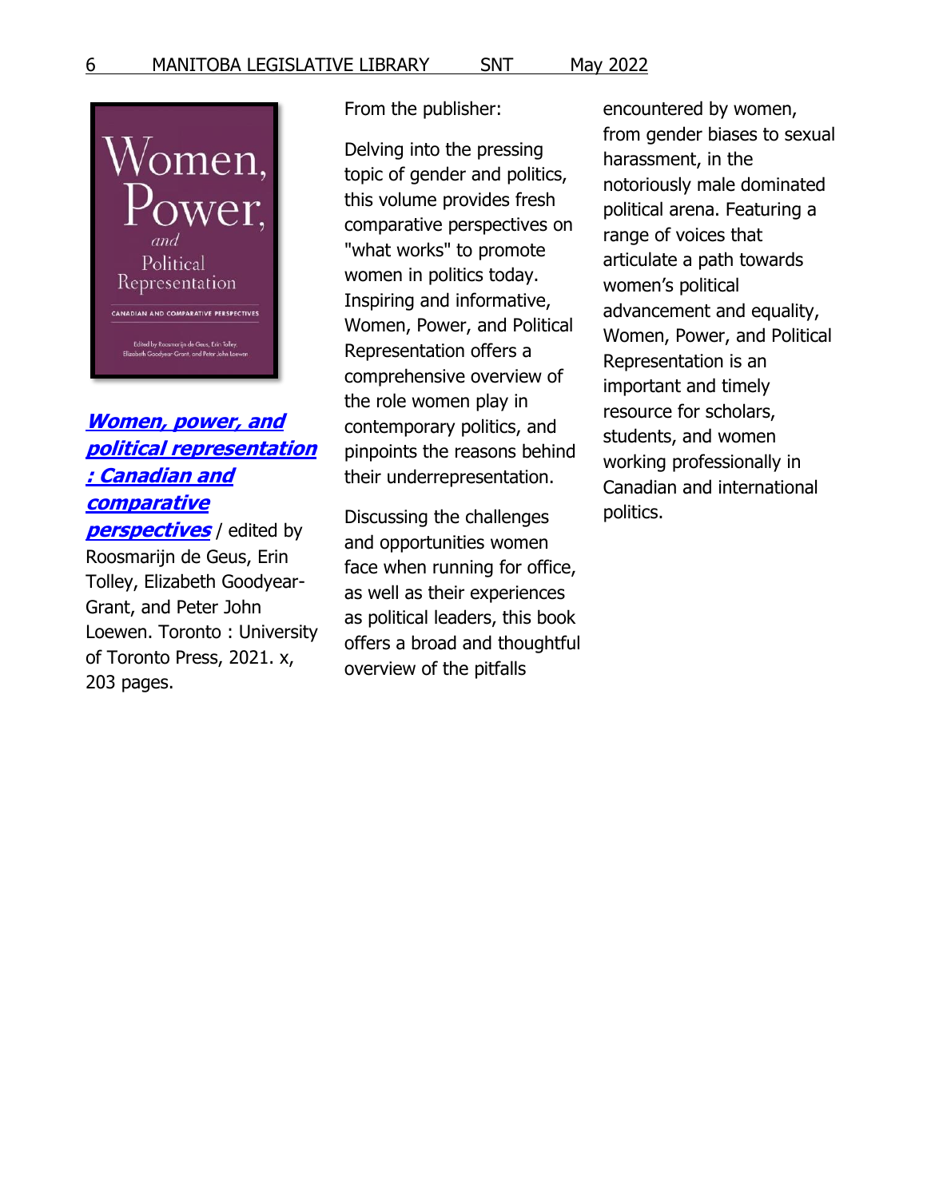***[Women, power, and political representation : Canadian and comparative perspectives](#)*** / edited by Roosmarijn de Geus, Erin Tolley, Elizabeth Goodyear-Grant, and Peter John Loewen. Toronto : University of Toronto Press, 2021. x, 203 pages.

From the publisher:

Delving into the pressing topic of gender and politics, this volume provides fresh comparative perspectives on "what works" to promote women in politics today. Inspiring and informative, Women, Power, and Political Representation offers a comprehensive overview of the role women play in contemporary politics, and pinpoints the reasons behind their underrepresentation.

Discussing the challenges and opportunities women face when running for office, as well as their experiences as political leaders, this book offers a broad and thoughtful overview of the pitfalls encountered by women, from gender biases to sexual harassment, in the notoriously male dominated political arena. Featuring a range of voices that articulate a path towards women's political advancement and equality, Women, Power, and Political Representation is an important and timely resource for scholars, students, and women working professionally in Canadian and international politics.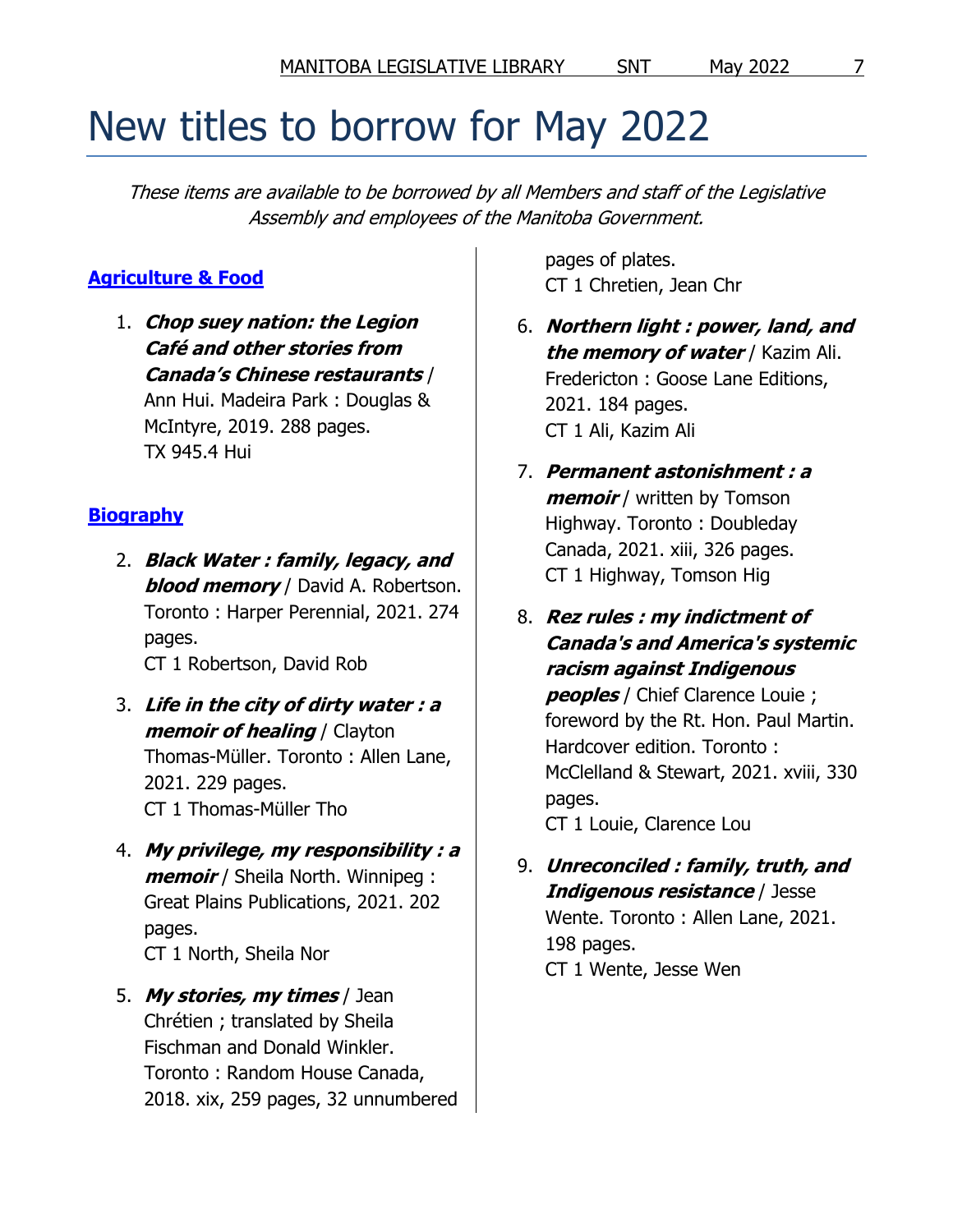# New titles to borrow for May 2022

*These items are available to be borrowed by all Members and staff of the Legislative Assembly and employees of the Manitoba Government.*

## Agriculture & Food

1. ***Chop suey nation: the Legion Café and other stories from Canada's Chinese restaurants*** / Ann Hui. Madeira Park : Douglas & McIntyre, 2019. 288 pages.
   TX 945.4 Hui

## Biography

2. ***Black Water : family, legacy, and blood memory*** / David A. Robertson. Toronto : Harper Perennial, 2021. 274 pages.
   CT 1 Robertson, David Rob

3. ***Life in the city of dirty water : a memoir of healing*** / Clayton Thomas-Müller. Toronto : Allen Lane, 2021. 229 pages.
   CT 1 Thomas-Müller Tho

4. ***My privilege, my responsibility : a memoir*** / Sheila North. Winnipeg : Great Plains Publications, 2021. 202 pages.
   CT 1 North, Sheila Nor

5. ***My stories, my times*** / Jean Chrétien ; translated by Sheila Fischman and Donald Winkler. Toronto : Random House Canada, 2018. xix, 259 pages, 32 unnumbered pages of plates.
   CT 1 Chretien, Jean Chr

6. ***Northern light : power, land, and the memory of water*** / Kazim Ali. Fredericton : Goose Lane Editions, 2021. 184 pages.
   CT 1 Ali, Kazim Ali

7. ***Permanent astonishment : a memoir*** / written by Tomson Highway. Toronto : Doubleday Canada, 2021. xiii, 326 pages.
   CT 1 Highway, Tomson Hig

8. ***Rez rules : my indictment of Canada's and America's systemic racism against Indigenous peoples*** / Chief Clarence Louie ; foreword by the Rt. Hon. Paul Martin. Hardcover edition. Toronto : McClelland & Stewart, 2021. xviii, 330 pages.
   CT 1 Louie, Clarence Lou

9. ***Unreconciled : family, truth, and Indigenous resistance*** / Jesse Wente. Toronto : Allen Lane, 2021. 198 pages.
   CT 1 Wente, Jesse Wen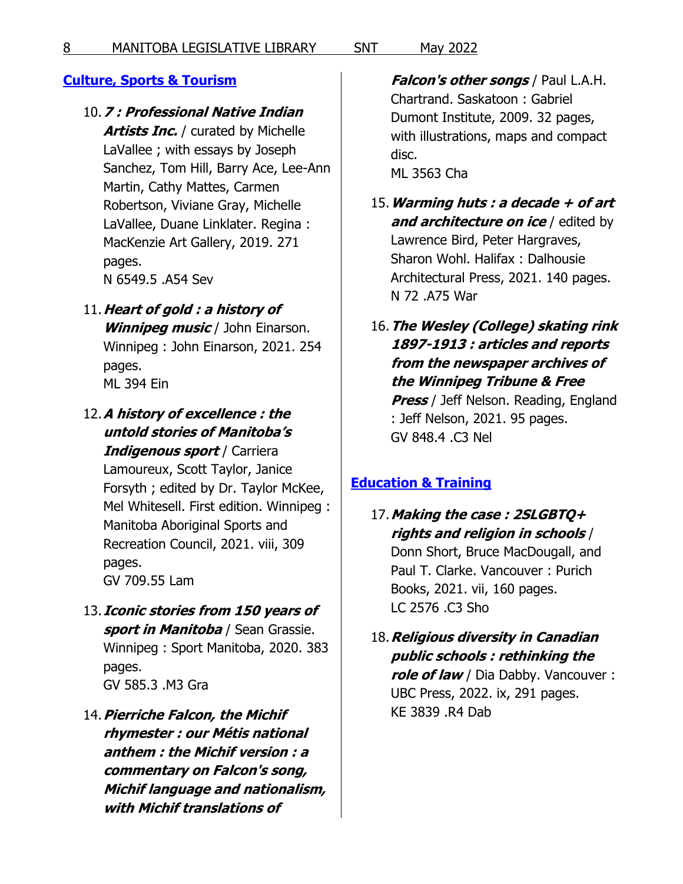## Culture, Sports & Tourism

10. ***7 : Professional Native Indian Artists Inc.*** / curated by Michelle LaVallee ; with essays by Joseph Sanchez, Tom Hill, Barry Ace, Lee-Ann Martin, Cathy Mattes, Carmen Robertson, Viviane Gray, Michelle LaVallee, Duane Linklater. Regina : MacKenzie Art Gallery, 2019. 271 pages.
    N 6549.5 .A54 Sev

11. ***Heart of gold : a history of Winnipeg music*** / John Einarson. Winnipeg : John Einarson, 2021. 254 pages.
    ML 394 Ein

12. ***A history of excellence : the untold stories of Manitoba's Indigenous sport*** / Carriera Lamoureux, Scott Taylor, Janice Forsyth ; edited by Dr. Taylor McKee, Mel Whitesell. First edition. Winnipeg : Manitoba Aboriginal Sports and Recreation Council, 2021. viii, 309 pages.
    GV 709.55 Lam

13. ***Iconic stories from 150 years of sport in Manitoba*** / Sean Grassie. Winnipeg : Sport Manitoba, 2020. 383 pages.
    GV 585.3 .M3 Gra

14. ***Pierriche Falcon, the Michif rhymester : our Métis national anthem : the Michif version : a commentary on Falcon's song, Michif language and nationalism, with Michif translations of Falcon's other songs*** / Paul L.A.H. Chartrand. Saskatoon : Gabriel Dumont Institute, 2009. 32 pages, with illustrations, maps and compact disc.
    ML 3563 Cha

15. ***Warming huts : a decade + of art and architecture on ice*** / edited by Lawrence Bird, Peter Hargraves, Sharon Wohl. Halifax : Dalhousie Architectural Press, 2021. 140 pages.
    N 72 .A75 War

16. ***The Wesley (College) skating rink 1897-1913 : articles and reports from the newspaper archives of the Winnipeg Tribune & Free Press*** / Jeff Nelson. Reading, England : Jeff Nelson, 2021. 95 pages.
    GV 848.4 .C3 Nel

## Education & Training

17. ***Making the case : 2SLGBTQ+ rights and religion in schools*** / Donn Short, Bruce MacDougall, and Paul T. Clarke. Vancouver : Purich Books, 2021. vii, 160 pages.
    LC 2576 .C3 Sho

18. ***Religious diversity in Canadian public schools : rethinking the role of law*** / Dia Dabby. Vancouver : UBC Press, 2022. ix, 291 pages.
    KE 3839 .R4 Dab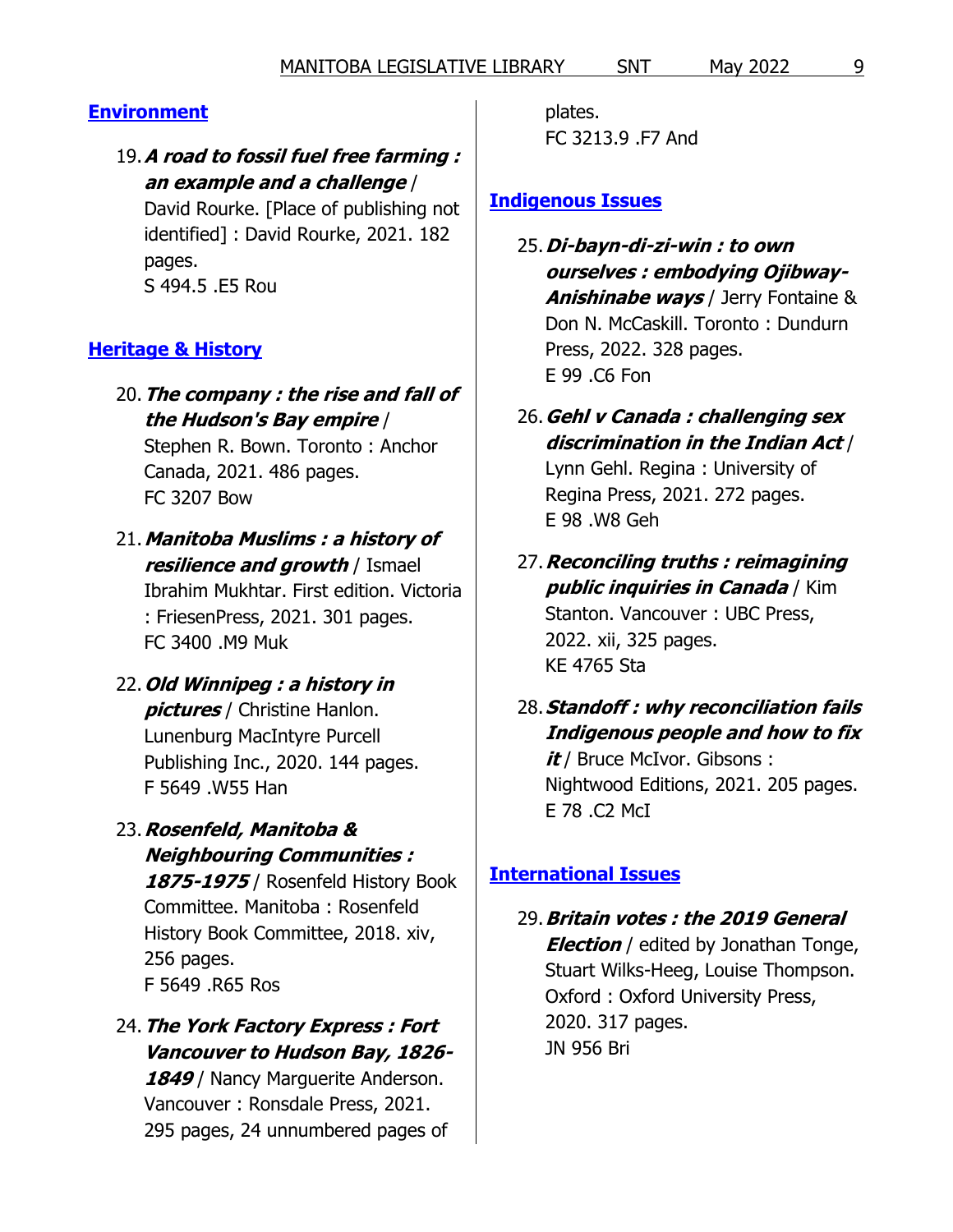## Environment

19. ***A road to fossil fuel free farming : an example and a challenge*** / David Rourke. [Place of publishing not identified] : David Rourke, 2021. 182 pages.
    S 494.5 .E5 Rou

## Heritage & History

20. ***The company : the rise and fall of the Hudson's Bay empire*** / Stephen R. Bown. Toronto : Anchor Canada, 2021. 486 pages.
    FC 3207 Bow

21. ***Manitoba Muslims : a history of resilience and growth*** / Ismael Ibrahim Mukhtar. First edition. Victoria : FriesenPress, 2021. 301 pages.
    FC 3400 .M9 Muk

22. ***Old Winnipeg : a history in pictures*** / Christine Hanlon. Lunenburg MacIntyre Purcell Publishing Inc., 2020. 144 pages.
    F 5649 .W55 Han

23. ***Rosenfeld, Manitoba & Neighbouring Communities : 1875-1975*** / Rosenfeld History Book Committee. Manitoba : Rosenfeld History Book Committee, 2018. xiv, 256 pages.
    F 5649 .R65 Ros

24. ***The York Factory Express : Fort Vancouver to Hudson Bay, 1826-1849*** / Nancy Marguerite Anderson. Vancouver : Ronsdale Press, 2021. 295 pages, 24 unnumbered pages of plates.
    FC 3213.9 .F7 And

## Indigenous Issues

25. ***Di-bayn-di-zi-win : to own ourselves : embodying Ojibway-Anishinabe ways*** / Jerry Fontaine & Don N. McCaskill. Toronto : Dundurn Press, 2022. 328 pages.
    E 99 .C6 Fon

26. ***Gehl v Canada : challenging sex discrimination in the Indian Act*** / Lynn Gehl. Regina : University of Regina Press, 2021. 272 pages.
    E 98 .W8 Geh

27. ***Reconciling truths : reimagining public inquiries in Canada*** / Kim Stanton. Vancouver : UBC Press, 2022. xii, 325 pages.
    KE 4765 Sta

28. ***Standoff : why reconciliation fails Indigenous people and how to fix it*** / Bruce McIvor. Gibsons : Nightwood Editions, 2021. 205 pages.
    E 78 .C2 McI

## International Issues

29. ***Britain votes : the 2019 General Election*** / edited by Jonathan Tonge, Stuart Wilks-Heeg, Louise Thompson. Oxford : Oxford University Press, 2020. 317 pages.
    JN 956 Bri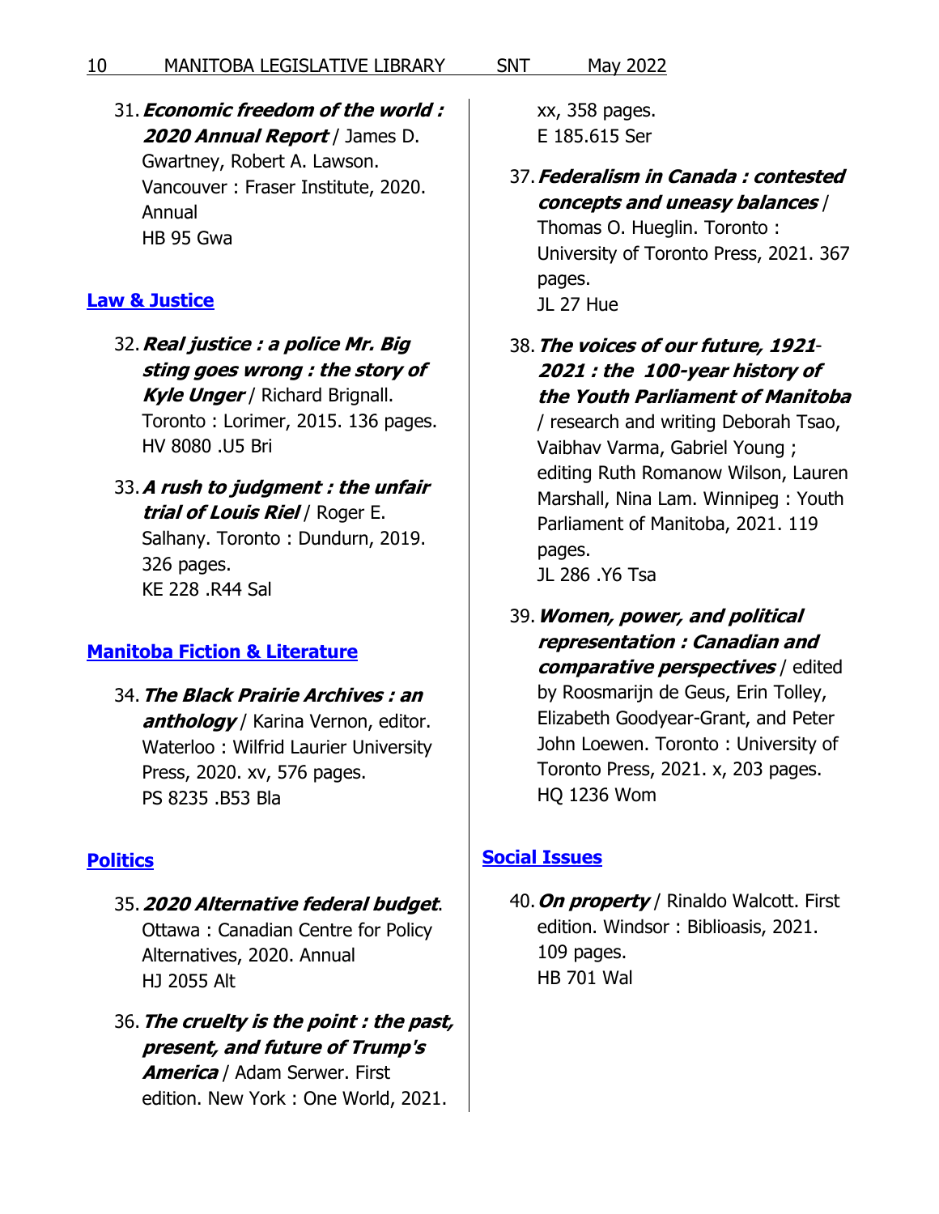31. ***Economic freedom of the world : 2020 Annual Report*** / James D. Gwartney, Robert A. Lawson. Vancouver : Fraser Institute, 2020. Annual
    HB 95 Gwa

## Law & Justice

32. ***Real justice : a police Mr. Big sting goes wrong : the story of Kyle Unger*** / Richard Brignall. Toronto : Lorimer, 2015. 136 pages.
    HV 8080 .U5 Bri

33. ***A rush to judgment : the unfair trial of Louis Riel*** / Roger E. Salhany. Toronto : Dundurn, 2019. 326 pages.
    KE 228 .R44 Sal

## Manitoba Fiction & Literature

34. ***The Black Prairie Archives : an anthology*** / Karina Vernon, editor. Waterloo : Wilfrid Laurier University Press, 2020. xv, 576 pages.
    PS 8235 .B53 Bla

## Politics

35. ***2020 Alternative federal budget***. Ottawa : Canadian Centre for Policy Alternatives, 2020. Annual
    HJ 2055 Alt

36. ***The cruelty is the point : the past, present, and future of Trump's America*** / Adam Serwer. First edition. New York : One World, 2021. xx, 358 pages.
    E 185.615 Ser

37. ***Federalism in Canada : contested concepts and uneasy balances*** / Thomas O. Hueglin. Toronto : University of Toronto Press, 2021. 367 pages.
    JL 27 Hue

38. ***The voices of our future, 1921-2021 : the 100-year history of the Youth Parliament of Manitoba*** / research and writing Deborah Tsao, Vaibhav Varma, Gabriel Young ; editing Ruth Romanow Wilson, Lauren Marshall, Nina Lam. Winnipeg : Youth Parliament of Manitoba, 2021. 119 pages.
    JL 286 .Y6 Tsa

39. ***Women, power, and political representation : Canadian and comparative perspectives*** / edited by Roosmarijn de Geus, Erin Tolley, Elizabeth Goodyear-Grant, and Peter John Loewen. Toronto : University of Toronto Press, 2021. x, 203 pages.
    HQ 1236 Wom

## Social Issues

40. ***On property*** / Rinaldo Walcott. First edition. Windsor : Biblioasis, 2021. 109 pages.
    HB 701 Wal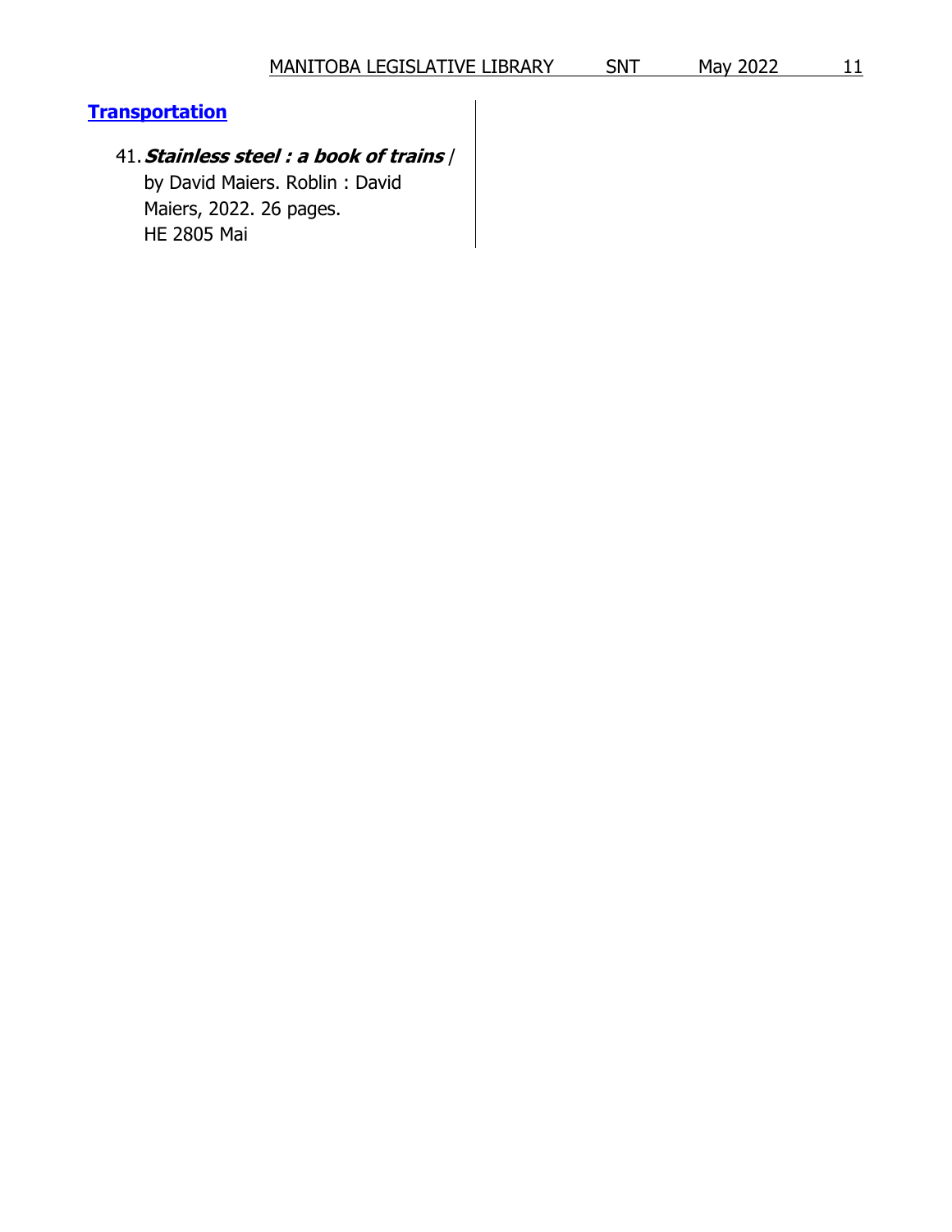## Transportation

41. ***Stainless steel : a book of trains*** / by David Maiers. Roblin : David Maiers, 2022. 26 pages.
    HE 2805 Mai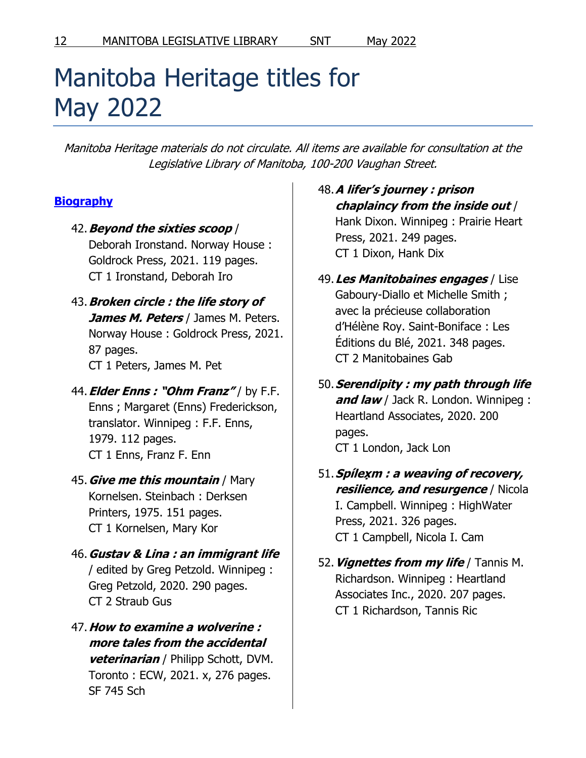# Manitoba Heritage titles for May 2022

*Manitoba Heritage materials do not circulate. All items are available for consultation at the Legislative Library of Manitoba, 100-200 Vaughan Street.*

## Biography

42. ***Beyond the sixties scoop*** / Deborah Ironstand. Norway House : Goldrock Press, 2021. 119 pages.
    CT 1 Ironstand, Deborah Iro

43. ***Broken circle : the life story of James M. Peters*** / James M. Peters. Norway House : Goldrock Press, 2021. 87 pages.
    CT 1 Peters, James M. Pet

44. ***Elder Enns : "Ohm Franz"*** / by F.F. Enns ; Margaret (Enns) Frederickson, translator. Winnipeg : F.F. Enns, 1979. 112 pages.
    CT 1 Enns, Franz F. Enn

45. ***Give me this mountain*** / Mary Kornelsen. Steinbach : Derksen Printers, 1975. 151 pages.
    CT 1 Kornelsen, Mary Kor

46. ***Gustav & Lina : an immigrant life*** / edited by Greg Petzold. Winnipeg : Greg Petzold, 2020. 290 pages.
    CT 2 Straub Gus

47. ***How to examine a wolverine : more tales from the accidental veterinarian*** / Philipp Schott, DVM. Toronto : ECW, 2021. x, 276 pages.
    SF 745 Sch

48. ***A lifer's journey : prison chaplaincy from the inside out*** / Hank Dixon. Winnipeg : Prairie Heart Press, 2021. 249 pages.
    CT 1 Dixon, Hank Dix

49. ***Les Manitobaines engages*** / Lise Gaboury-Diallo et Michelle Smith ; avec la précieuse collaboration d'Hélène Roy. Saint-Boniface : Les Éditions du Blé, 2021. 348 pages.
    CT 2 Manitobaines Gab

50. ***Serendipity : my path through life and law*** / Jack R. London. Winnipeg : Heartland Associates, 2020. 200 pages.
    CT 1 London, Jack Lon

51. ***Spílex̣m : a weaving of recovery, resilience, and resurgence*** / Nicola I. Campbell. Winnipeg : HighWater Press, 2021. 326 pages.
    CT 1 Campbell, Nicola I. Cam

52. ***Vignettes from my life*** / Tannis M. Richardson. Winnipeg : Heartland Associates Inc., 2020. 207 pages.
    CT 1 Richardson, Tannis Ric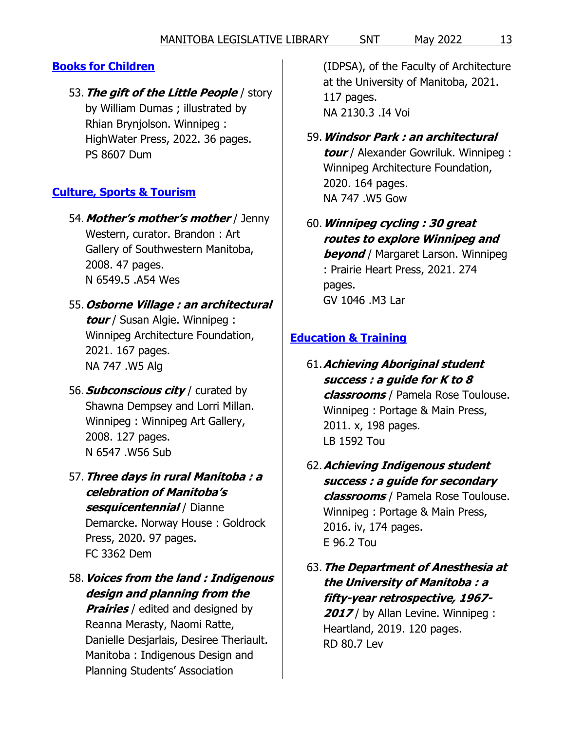## Books for Children

53. ***The gift of the Little People*** / story by William Dumas ; illustrated by Rhian Brynjolson. Winnipeg : HighWater Press, 2022. 36 pages.
    PS 8607 Dum

## Culture, Sports & Tourism

54. ***Mother's mother's mother*** / Jenny Western, curator. Brandon : Art Gallery of Southwestern Manitoba, 2008. 47 pages.
    N 6549.5 .A54 Wes

55. ***Osborne Village : an architectural tour*** / Susan Algie. Winnipeg : Winnipeg Architecture Foundation, 2021. 167 pages.
    NA 747 .W5 Alg

56. ***Subconscious city*** / curated by Shawna Dempsey and Lorri Millan. Winnipeg : Winnipeg Art Gallery, 2008. 127 pages.
    N 6547 .W56 Sub

57. ***Three days in rural Manitoba : a celebration of Manitoba's sesquicentennial*** / Dianne Demarcke. Norway House : Goldrock Press, 2020. 97 pages.
    FC 3362 Dem

58. ***Voices from the land : Indigenous design and planning from the Prairies*** / edited and designed by Reanna Merasty, Naomi Ratte, Danielle Desjarlais, Desiree Theriault. Manitoba : Indigenous Design and Planning Students' Association (IDPSA), of the Faculty of Architecture at the University of Manitoba, 2021. 117 pages.
    NA 2130.3 .I4 Voi

59. ***Windsor Park : an architectural tour*** / Alexander Gowriluk. Winnipeg : Winnipeg Architecture Foundation, 2020. 164 pages.
    NA 747 .W5 Gow

60. ***Winnipeg cycling : 30 great routes to explore Winnipeg and beyond*** / Margaret Larson. Winnipeg : Prairie Heart Press, 2021. 274 pages.
    GV 1046 .M3 Lar

## Education & Training

61. ***Achieving Aboriginal student success : a guide for K to 8 classrooms*** / Pamela Rose Toulouse. Winnipeg : Portage & Main Press, 2011. x, 198 pages.
    LB 1592 Tou

62. ***Achieving Indigenous student success : a guide for secondary classrooms*** / Pamela Rose Toulouse. Winnipeg : Portage & Main Press, 2016. iv, 174 pages.
    E 96.2 Tou

63. ***The Department of Anesthesia at the University of Manitoba : a fifty-year retrospective, 1967-2017*** / by Allan Levine. Winnipeg : Heartland, 2019. 120 pages.
    RD 80.7 Lev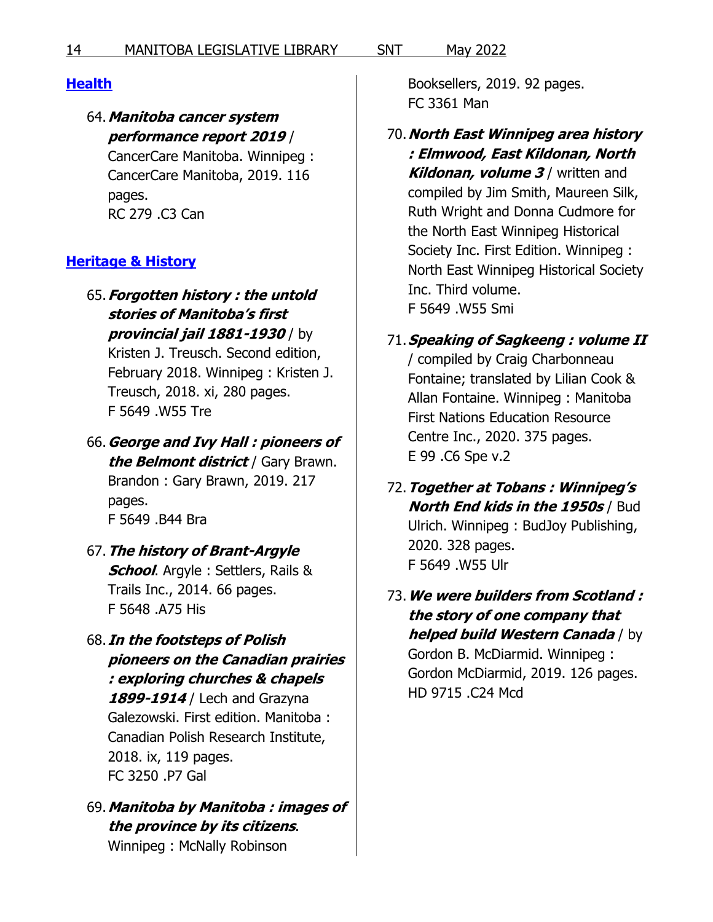## Health

64. ***Manitoba cancer system performance report 2019*** / CancerCare Manitoba. Winnipeg : CancerCare Manitoba, 2019. 116 pages.
    RC 279 .C3 Can

## Heritage & History

65. ***Forgotten history : the untold stories of Manitoba's first provincial jail 1881-1930*** / by Kristen J. Treusch. Second edition, February 2018. Winnipeg : Kristen J. Treusch, 2018. xi, 280 pages.
    F 5649 .W55 Tre

66. ***George and Ivy Hall : pioneers of the Belmont district*** / Gary Brawn. Brandon : Gary Brawn, 2019. 217 pages.
    F 5649 .B44 Bra

67. ***The history of Brant-Argyle School***. Argyle : Settlers, Rails & Trails Inc., 2014. 66 pages.
    F 5648 .A75 His

68. ***In the footsteps of Polish pioneers on the Canadian prairies : exploring churches & chapels 1899-1914*** / Lech and Grazyna Galezowski. First edition. Manitoba : Canadian Polish Research Institute, 2018. ix, 119 pages.
    FC 3250 .P7 Gal

69. ***Manitoba by Manitoba : images of the province by its citizens***. Winnipeg : McNally Robinson Booksellers, 2019. 92 pages.
    FC 3361 Man

70. ***North East Winnipeg area history : Elmwood, East Kildonan, North Kildonan, volume 3*** / written and compiled by Jim Smith, Maureen Silk, Ruth Wright and Donna Cudmore for the North East Winnipeg Historical Society Inc. First Edition. Winnipeg : North East Winnipeg Historical Society Inc. Third volume.
    F 5649 .W55 Smi

71. ***Speaking of Sagkeeng : volume II*** / compiled by Craig Charbonneau Fontaine; translated by Lilian Cook & Allan Fontaine. Winnipeg : Manitoba First Nations Education Resource Centre Inc., 2020. 375 pages.
    E 99 .C6 Spe v.2

72. ***Together at Tobans : Winnipeg's North End kids in the 1950s*** / Bud Ulrich. Winnipeg : BudJoy Publishing, 2020. 328 pages.
    F 5649 .W55 Ulr

73. ***We were builders from Scotland : the story of one company that helped build Western Canada*** / by Gordon B. McDiarmid. Winnipeg : Gordon McDiarmid, 2019. 126 pages.
    HD 9715 .C24 Mcd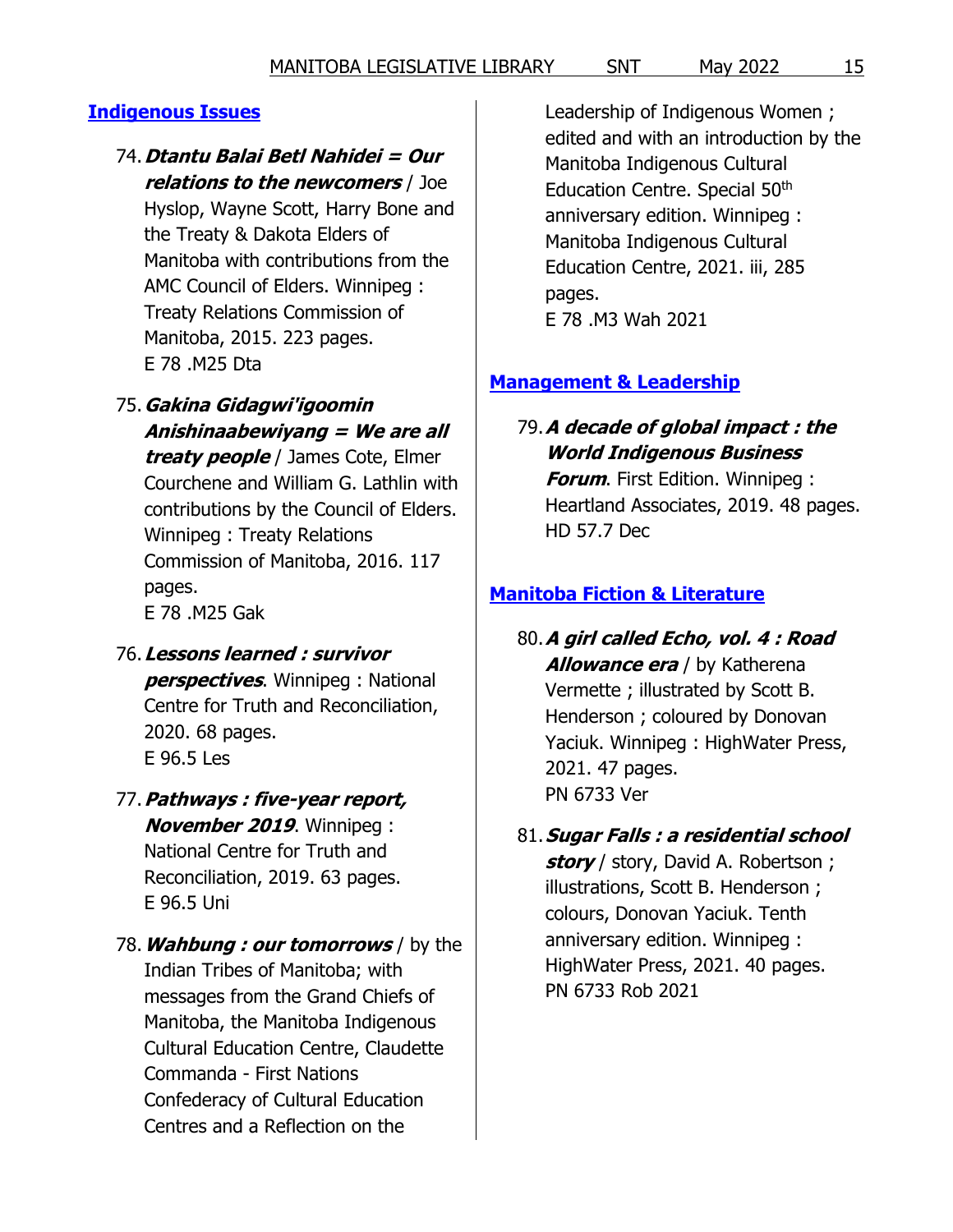## [Indigenous Issues]

74. ***Dtantu Balai Betl Nahidei = Our relations to the newcomers*** / Joe Hyslop, Wayne Scott, Harry Bone and the Treaty & Dakota Elders of Manitoba with contributions from the AMC Council of Elders. Winnipeg : Treaty Relations Commission of Manitoba, 2015. 223 pages.
E 78 .M25 Dta

75. ***Gakina Gidagwi'igoomin Anishinaabewiyang = We are all treaty people*** / James Cote, Elmer Courchene and William G. Lathlin with contributions by the Council of Elders. Winnipeg : Treaty Relations Commission of Manitoba, 2016. 117 pages.
E 78 .M25 Gak

76. ***Lessons learned : survivor perspectives***. Winnipeg : National Centre for Truth and Reconciliation, 2020. 68 pages.
E 96.5 Les

77. ***Pathways : five-year report, November 2019***. Winnipeg : National Centre for Truth and Reconciliation, 2019. 63 pages.
E 96.5 Uni

78. ***Wahbung : our tomorrows*** / by the Indian Tribes of Manitoba; with messages from the Grand Chiefs of Manitoba, the Manitoba Indigenous Cultural Education Centre, Claudette Commanda - First Nations Confederacy of Cultural Education Centres and a Reflection on the Leadership of Indigenous Women ; edited and with an introduction by the Manitoba Indigenous Cultural Education Centre. Special 50th anniversary edition. Winnipeg : Manitoba Indigenous Cultural Education Centre, 2021. iii, 285 pages.
E 78 .M3 Wah 2021

## [Management & Leadership]

79. ***A decade of global impact : the World Indigenous Business Forum***. First Edition. Winnipeg : Heartland Associates, 2019. 48 pages.
HD 57.7 Dec

## [Manitoba Fiction & Literature]

80. ***A girl called Echo, vol. 4 : Road Allowance era*** / by Katherena Vermette ; illustrated by Scott B. Henderson ; coloured by Donovan Yaciuk. Winnipeg : HighWater Press, 2021. 47 pages.
PN 6733 Ver

81. ***Sugar Falls : a residential school story*** / story, David A. Robertson ; illustrations, Scott B. Henderson ; colours, Donovan Yaciuk. Tenth anniversary edition. Winnipeg : HighWater Press, 2021. 40 pages.
PN 6733 Rob 2021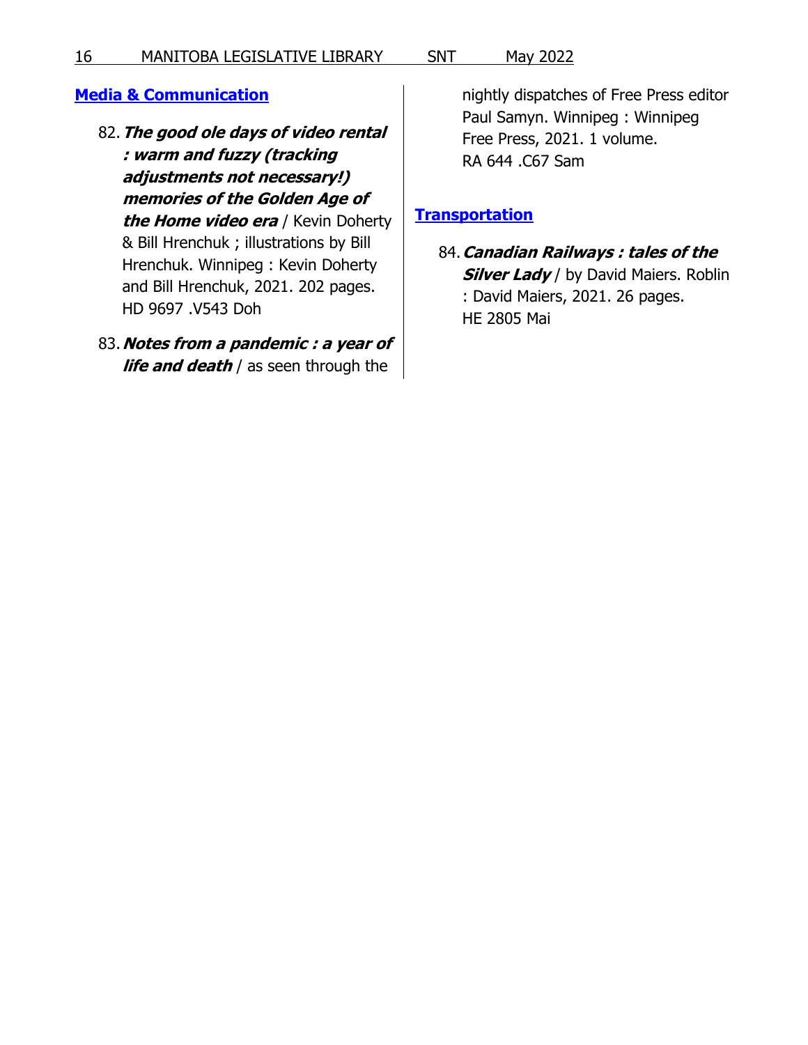## Media & Communication

82. ***The good ole days of video rental : warm and fuzzy (tracking adjustments not necessary!) memories of the Golden Age of the Home video era*** / Kevin Doherty & Bill Hrenchuk ; illustrations by Bill Hrenchuk. Winnipeg : Kevin Doherty and Bill Hrenchuk, 2021. 202 pages.
HD 9697 .V543 Doh

83. ***Notes from a pandemic : a year of life and death*** / as seen through the nightly dispatches of Free Press editor Paul Samyn. Winnipeg : Winnipeg Free Press, 2021. 1 volume.
RA 644 .C67 Sam

## Transportation

84. ***Canadian Railways : tales of the Silver Lady*** / by David Maiers. Roblin : David Maiers, 2021. 26 pages.
HE 2805 Mai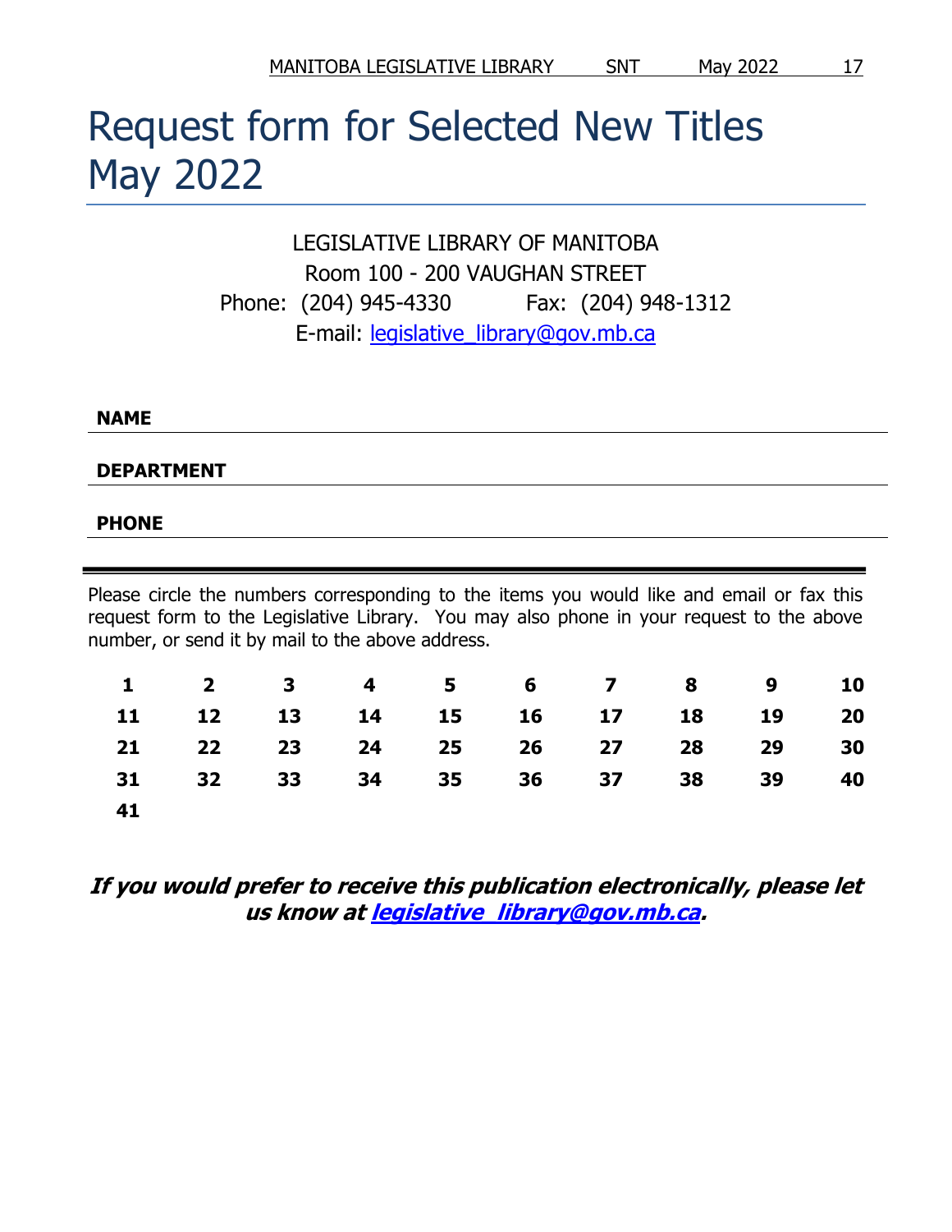# Request form for Selected New Titles May 2022

LEGISLATIVE LIBRARY OF MANITOBA
Room 100 - 200 VAUGHAN STREET
Phone: (204) 945-4330 Fax: (204) 948-1312
E-mail: legislative_library@gov.mb.ca

**NAME**

**DEPARTMENT**

**PHONE**

Please circle the numbers corresponding to the items you would like and email or fax this request form to the Legislative Library. You may also phone in your request to the above number, or send it by mail to the above address.

| | | | | | | | | | |
|---|---|---|---|---|---|---|---|---|---|
| **1** | **2** | **3** | **4** | **5** | **6** | **7** | **8** | **9** | **10** |
| **11** | **12** | **13** | **14** | **15** | **16** | **17** | **18** | **19** | **20** |
| **21** | **22** | **23** | **24** | **25** | **26** | **27** | **28** | **29** | **30** |
| **31** | **32** | **33** | **34** | **35** | **36** | **37** | **38** | **39** | **40** |
| **41** | | | | | | | | | |

***If you would prefer to receive this publication electronically, please let us know at legislative_library@gov.mb.ca.***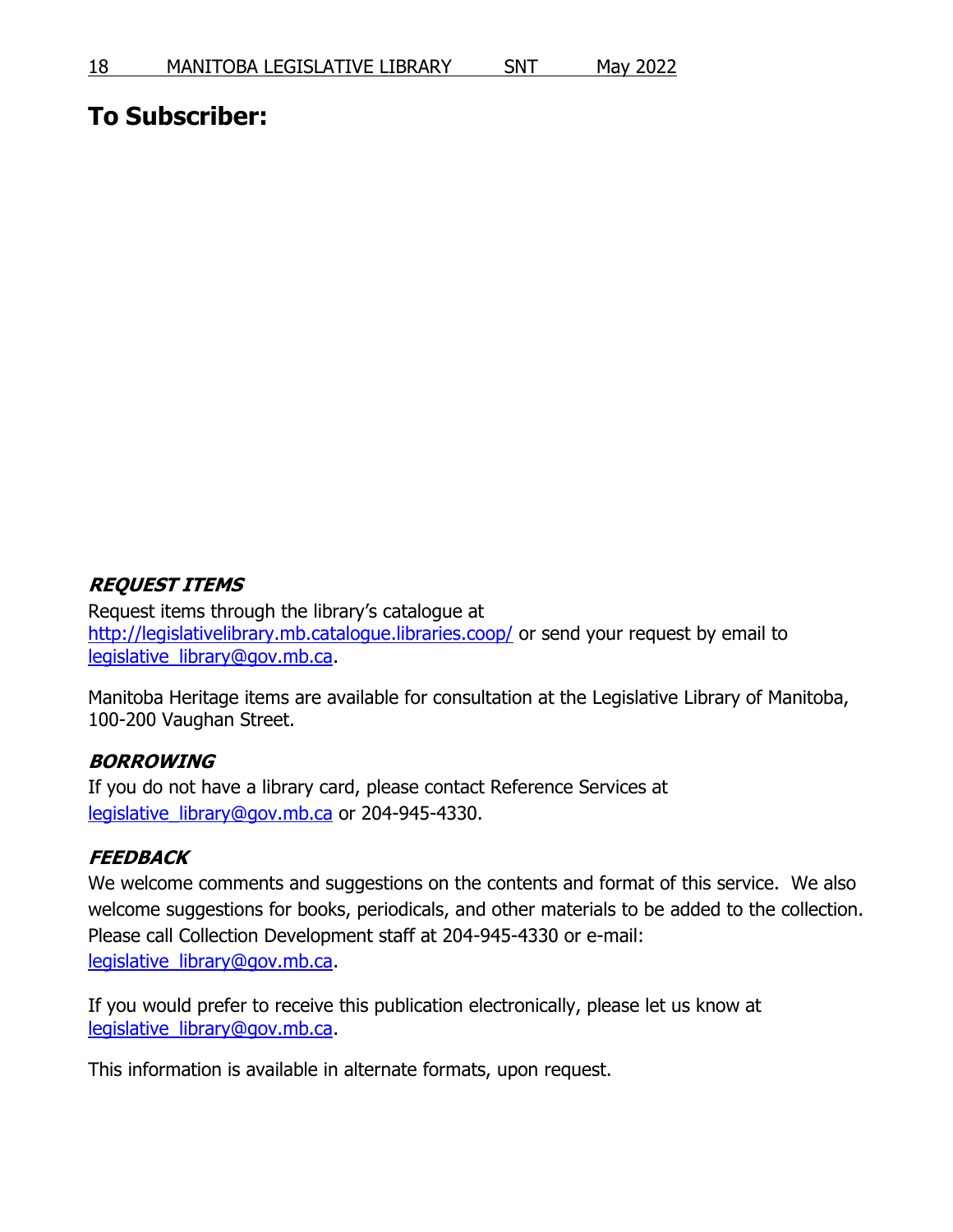## To Subscriber:

***REQUEST ITEMS***

Request items through the library's catalogue at http://legislativelibrary.mb.catalogue.libraries.coop/ or send your request by email to legislative_library@gov.mb.ca.

Manitoba Heritage items are available for consultation at the Legislative Library of Manitoba, 100-200 Vaughan Street.

***BORROWING***

If you do not have a library card, please contact Reference Services at legislative_library@gov.mb.ca or 204-945-4330.

***FEEDBACK***

We welcome comments and suggestions on the contents and format of this service. We also welcome suggestions for books, periodicals, and other materials to be added to the collection. Please call Collection Development staff at 204-945-4330 or e-mail: legislative_library@gov.mb.ca.

If you would prefer to receive this publication electronically, please let us know at legislative_library@gov.mb.ca.

This information is available in alternate formats, upon request.